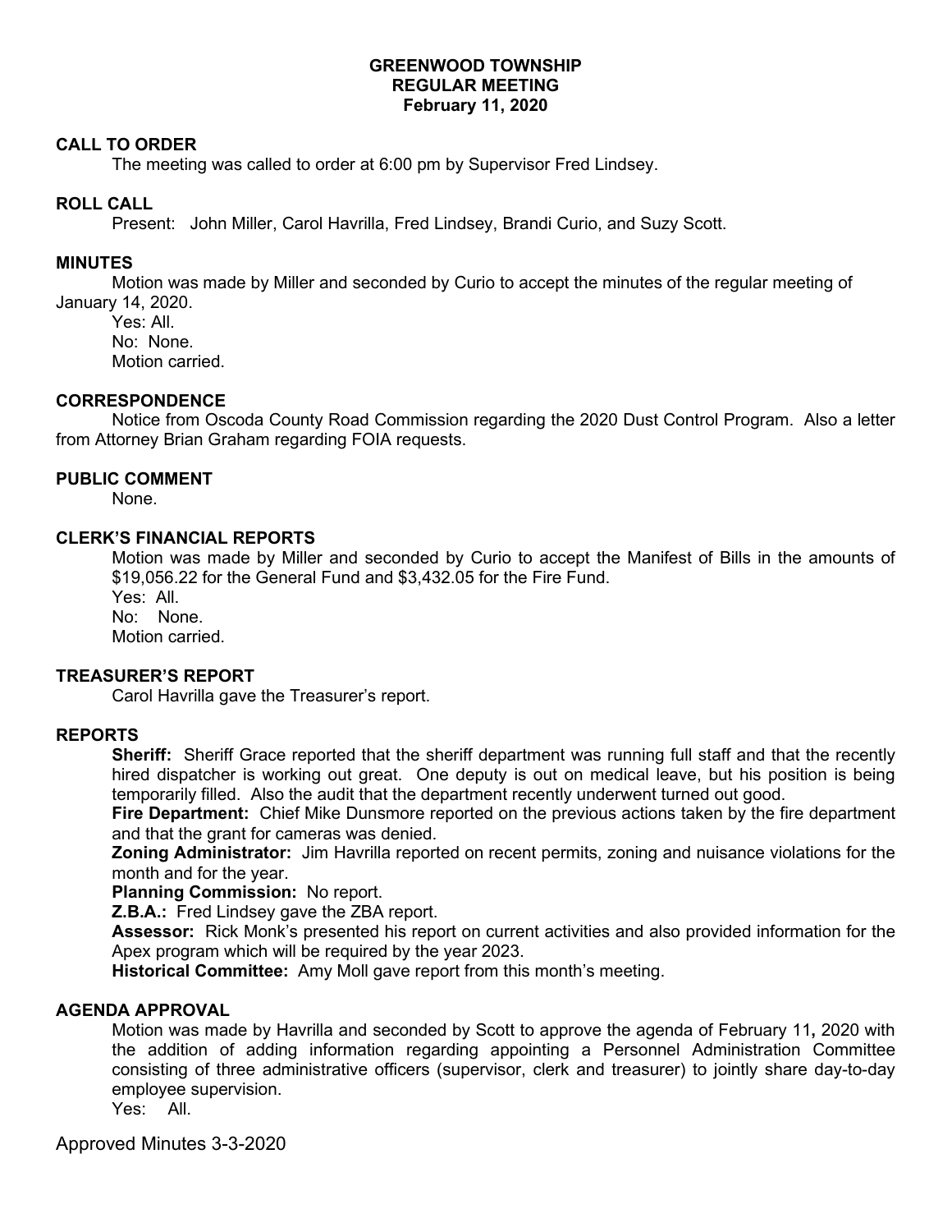# GREENWOOD TOWNSHIP
## REGULAR MEETING
### February 11, 2020

**CALL TO ORDER**

The meeting was called to order at 6:00 pm by Supervisor Fred Lindsey.

**ROLL CALL**

Present: John Miller, Carol Havrilla, Fred Lindsey, Brandi Curio, and Suzy Scott.

**MINUTES**

Motion was made by Miller and seconded by Curio to accept the minutes of the regular meeting of January 14, 2020.

Yes: All.
No: None.
Motion carried.

**CORRESPONDENCE**

Notice from Oscoda County Road Commission regarding the 2020 Dust Control Program. Also a letter from Attorney Brian Graham regarding FOIA requests.

**PUBLIC COMMENT**

None.

**CLERK'S FINANCIAL REPORTS**

Motion was made by Miller and seconded by Curio to accept the Manifest of Bills in the amounts of $19,056.22 for the General Fund and $3,432.05 for the Fire Fund.

Yes: All.
No: None.
Motion carried.

**TREASURER'S REPORT**

Carol Havrilla gave the Treasurer's report.

**REPORTS**

**Sheriff:** Sheriff Grace reported that the sheriff department was running full staff and that the recently hired dispatcher is working out great. One deputy is out on medical leave, but his position is being temporarily filled. Also the audit that the department recently underwent turned out good.

**Fire Department:** Chief Mike Dunsmore reported on the previous actions taken by the fire department and that the grant for cameras was denied.

**Zoning Administrator:** Jim Havrilla reported on recent permits, zoning and nuisance violations for the month and for the year.

**Planning Commission:** No report.

**Z.B.A.:** Fred Lindsey gave the ZBA report.

**Assessor:** Rick Monk's presented his report on current activities and also provided information for the Apex program which will be required by the year 2023.

**Historical Committee:** Amy Moll gave report from this month's meeting.

**AGENDA APPROVAL**

Motion was made by Havrilla and seconded by Scott to approve the agenda of February 11**,** 2020 with the addition of adding information regarding appointing a Personnel Administration Committee consisting of three administrative officers (supervisor, clerk and treasurer) to jointly share day-to-day employee supervision.

Yes: All.

Approved Minutes 3-3-2020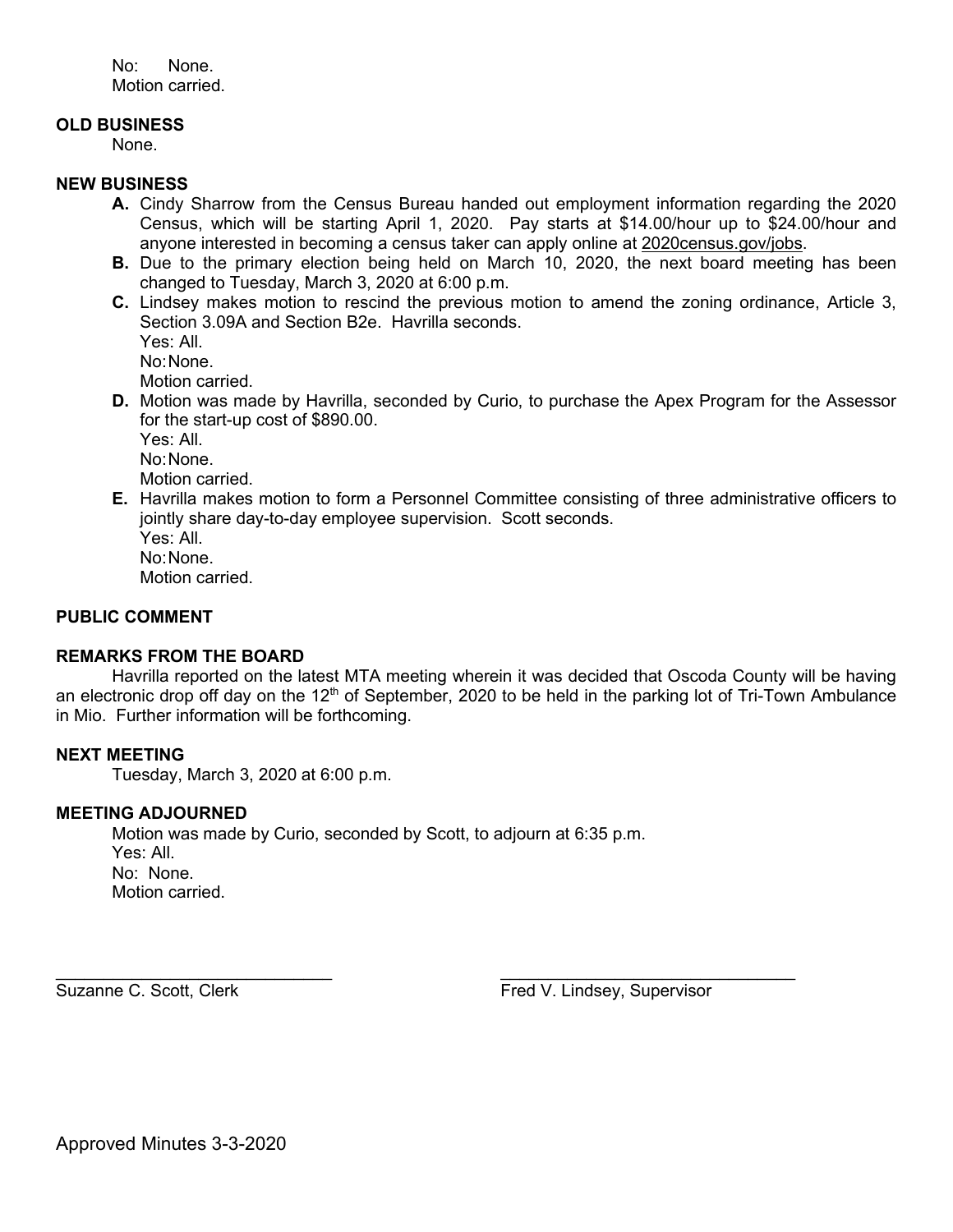No: None.
Motion carried.

**OLD BUSINESS**

None.

**NEW BUSINESS**

- **A.** Cindy Sharrow from the Census Bureau handed out employment information regarding the 2020 Census, which will be starting April 1, 2020. Pay starts at $14.00/hour up to $24.00/hour and anyone interested in becoming a census taker can apply online at 2020census.gov/jobs.
- **B.** Due to the primary election being held on March 10, 2020, the next board meeting has been changed to Tuesday, March 3, 2020 at 6:00 p.m.
- **C.** Lindsey makes motion to rescind the previous motion to amend the zoning ordinance, Article 3, Section 3.09A and Section B2e. Havrilla seconds.
  Yes: All.
  No: None.
  Motion carried.
- **D.** Motion was made by Havrilla, seconded by Curio, to purchase the Apex Program for the Assessor for the start-up cost of $890.00.
  Yes: All.
  No: None.
  Motion carried.
- **E.** Havrilla makes motion to form a Personnel Committee consisting of three administrative officers to jointly share day-to-day employee supervision. Scott seconds.
  Yes: All.
  No: None.
  Motion carried.

**PUBLIC COMMENT**

**REMARKS FROM THE BOARD**

Havrilla reported on the latest MTA meeting wherein it was decided that Oscoda County will be having an electronic drop off day on the 12th of September, 2020 to be held in the parking lot of Tri-Town Ambulance in Mio. Further information will be forthcoming.

**NEXT MEETING**

Tuesday, March 3, 2020 at 6:00 p.m.

**MEETING ADJOURNED**

Motion was made by Curio, seconded by Scott, to adjourn at 6:35 p.m.
Yes: All.
No: None.
Motion carried.

\_\_\_\_\_\_\_\_\_\_\_\_\_\_\_\_\_\_\_\_\_\_\_\_\_\_\_\_\_\_
Suzanne C. Scott, Clerk

\_\_\_\_\_\_\_\_\_\_\_\_\_\_\_\_\_\_\_\_\_\_\_\_\_\_\_\_\_\_
Fred V. Lindsey, Supervisor

Approved Minutes 3-3-2020